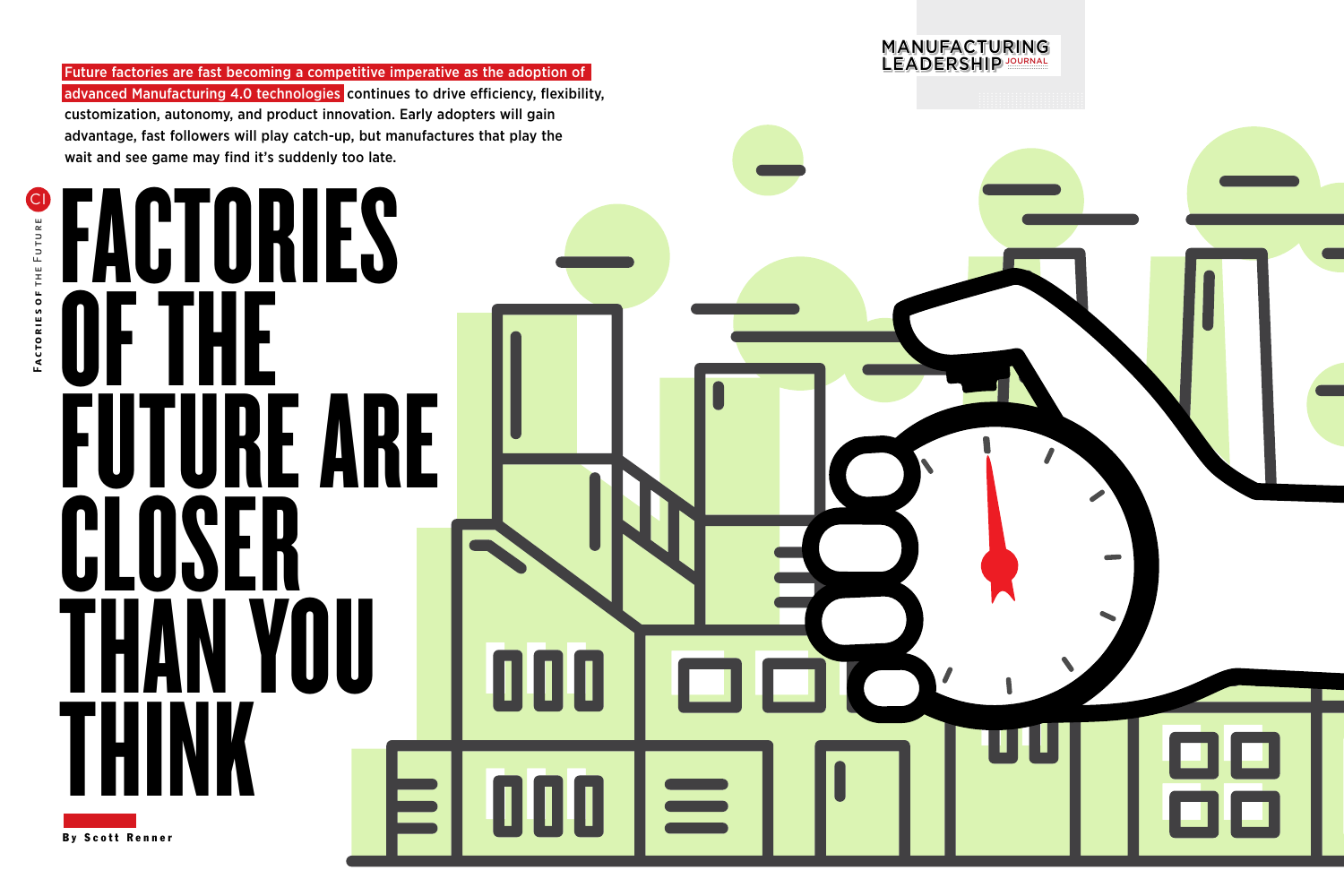Future factories are fast becoming a competitive imperative as the adoption of advanced Manufacturing 4.0 technologies continues to drive efficiency, flexibility, customization, autonomy, and product innovation. Early adopters will gain advantage, fast followers will play catch-up, but manufactures that play the wait and see game may find it's suddenly too late.

# FACTORIES OF THE FUTURE ARE CLOSER THAN YOU THINK

By Scott Renner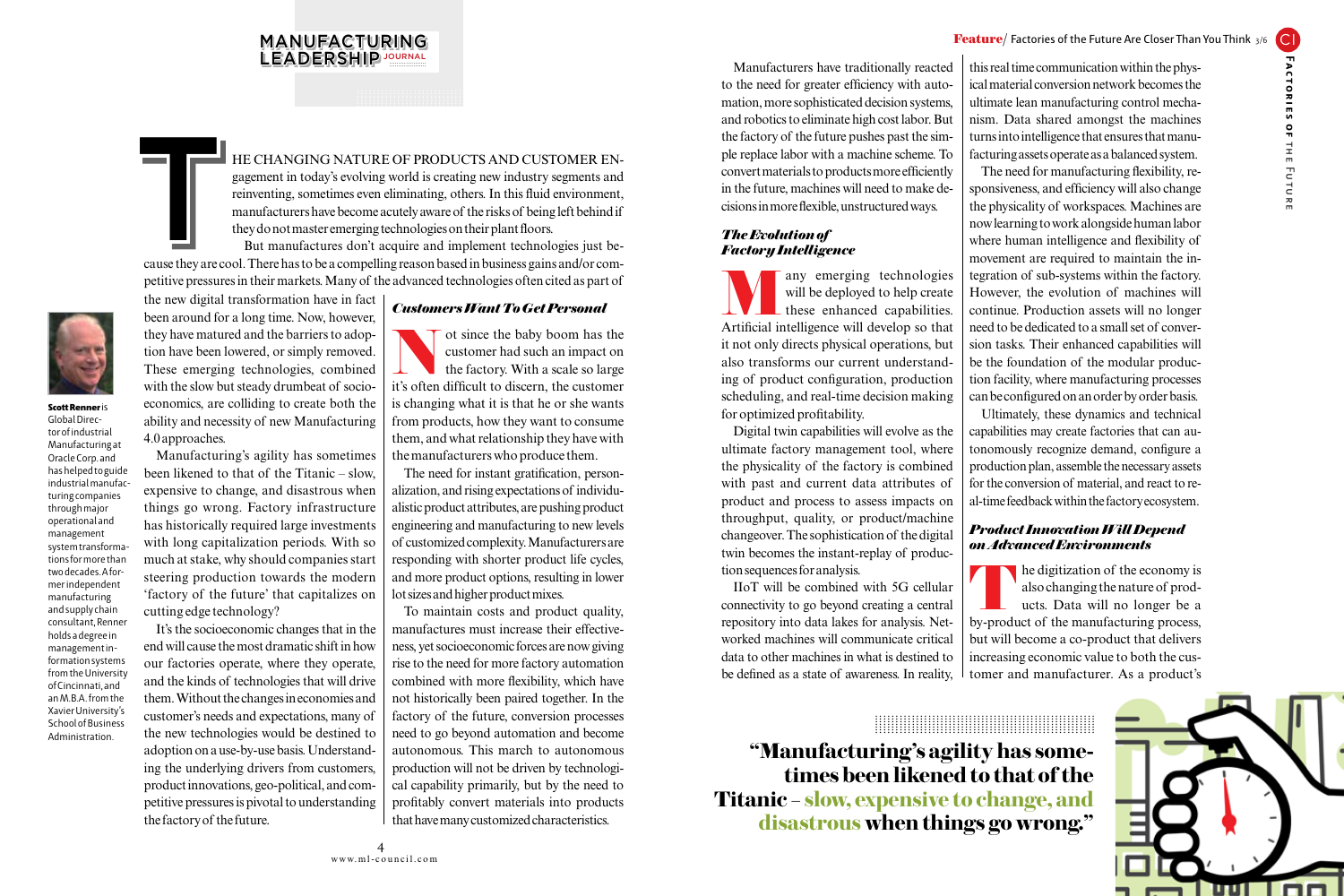THE CHANGING NATURE OF PRODUCTS AND CUSTOMER ENgagement in today's evolving world is creating new industry segments and reinventing, sometimes even eliminating, others. In this fluid environment, manufacturers have become acutely aware of the risks of being left behind if they do not master emerging technologies on their plant floors.

But manufactures don't acquire and implement technologies just because they are cool. There has to be a compelling reason based in business gains and/or competitive pressures in their markets. Many of the advanced technologies often cited as part of the new digital transformation have in fact been around for a long time. Now, however, they have matured and the barriers to adoption have been lowered, or simply removed. These emerging technologies, combined with the slow but steady drumbeat of socio-economics, are colliding to create both the ability and necessity of new Manufacturing 4.0 approaches.

Manufacturing's agility has sometimes been likened to that of the Titanic – slow, expensive to change, and disastrous when things go wrong. Factory infrastructure has historically required large investments with long capitalization periods. With so much at stake, why should companies start steering production towards the modern 'factory of the future' that capitalizes on cutting edge technology?

It's the socioeconomic changes that in the end will cause the most dramatic shift in how our factories operate, where they operate, and the kinds of technologies that will drive them. Without the changes in economies and customer's needs and expectations, many of the new technologies would be destined to adoption on a use-by-use basis. Understanding the underlying drivers from customers, product innovations, geo-political, and competitive pressures is pivotal to understanding the factory of the future.

**Scott Renner** is Global Director of industrial Manufacturing at Oracle Corp. and has helped to guide industrial manufacturing companies through major operational and management system transformations for more than two decades. A former independent manufacturing and supply chain consultant, Renner holds a degree in management information systems from the University of Cincinnati, and an M.B.A. from the Xavier University's School of Business Administration.

## *Customers Want To Get Personal*

Not since the baby boom has the customer had such an impact on the factory. With a scale so large it's often difficult to discern, the customer is changing what it is that he or she wants from products, how they want to consume them, and what relationship they have with the manufacturers who produce them.

The need for instant gratification, personalization, and rising expectations of individualistic product attributes, are pushing product engineering and manufacturing to new levels of customized complexity. Manufacturers are responding with shorter product life cycles, and more product options, resulting in lower lot sizes and higher product mixes.

To maintain costs and product quality, manufacturers must increase their effectiveness, yet socioeconomic forces are now giving rise to the need for more factory automation combined with more flexibility, which have not historically been paired together. In the factory of the future, conversion processes need to go beyond automation and become autonomous. This march to autonomous production will not be driven by technological capability primarily, but by the need to profitably convert materials into products that have many customized characteristics.

Manufacturers have traditionally reacted to the need for greater efficiency with automation, more sophisticated decision systems, and robotics to eliminate high cost labor. But the factory of the future pushes past the simple replace labor with a machine scheme. To convert materials to products more efficiently in the future, machines will need to make decisions in more flexible, unstructured ways.

## *The Evolution of Factory Intelligence*

Many emerging technologies will be deployed to help create these enhanced capabilities. Artificial intelligence will develop so that it not only directs physical operations, but also transforms our current understanding of product configuration, production scheduling, and real-time decision making for optimized profitability.

Digital twin capabilities will evolve as the ultimate factory management tool, where the physicality of the factory is combined with past and current data attributes of product and process to assess impacts on throughput, quality, or product/machine changeover. The sophistication of the digital twin becomes the instant-replay of production sequences for analysis.

IIoT will be combined with 5G cellular connectivity to go beyond creating a central repository into data lakes for analysis. Networked machines will communicate critical data to other machines in what is destined to be defined as a state of awareness. In reality, this real time communication within the physical material conversion network becomes the ultimate lean manufacturing control mechanism. Data shared amongst the machines turns into intelligence that ensures that manufacturing assets operate as a balanced system.

The need for manufacturing flexibility, responsiveness, and efficiency will also change the physicality of workspaces. Machines are now learning to work alongside human labor where human intelligence and flexibility of movement are required to maintain the integration of sub-systems within the factory. However, the evolution of machines will continue. Production assets will no longer need to be dedicated to a small set of conversion tasks. Their enhanced capabilities will be the foundation of the modular production facility, where manufacturing processes can be configured on an order by order basis.

Ultimately, these dynamics and technical capabilities may create factories that can autonomously recognize demand, configure a production plan, assemble the necessary assets for the conversion of material, and react to real-time feedback within the factory ecosystem.

## *Product Innovation Will Depend on Advanced Environments*

The digitization of the economy is also changing the nature of products. Data will no longer be a by-product of the manufacturing process, but will become a co-product that delivers increasing economic value to both the customer and manufacturer. As a product's

> **"Manufacturing's agility has sometimes been likened to that of the Titanic – slow, expensive to change, and disastrous when things go wrong."**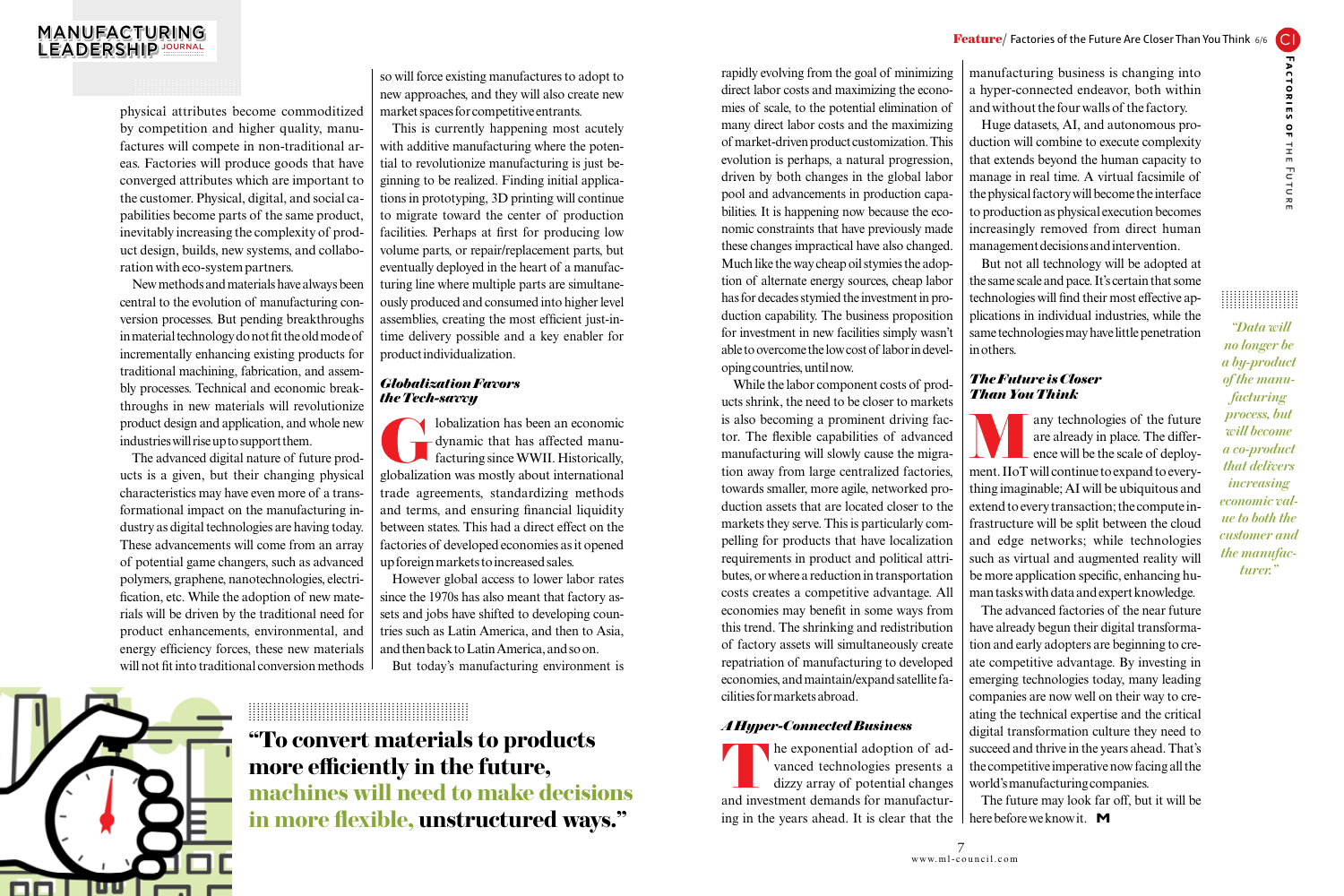physical attributes become commoditized by competition and higher quality, manufactures will compete in non-traditional areas. Factories will produce goods that have converged attributes which are important to the customer. Physical, digital, and social capabilities become parts of the same product, inevitably increasing the complexity of product design, builds, new systems, and collaboration with eco-system partners.

New methods and materials have always been central to the evolution of manufacturing conversion processes. But pending breakthroughs in material technology do not fit the old mode of incrementally enhancing existing products for traditional machining, fabrication, and assembly processes. Technical and economic breakthroughs in new materials will revolutionize product design and application, and whole new industries will rise up to support them.

The advanced digital nature of future products is a given, but their changing physical characteristics may have even more of a transformational impact on the manufacturing industry as digital technologies are having today. These advancements will come from an array of potential game changers, such as advanced polymers, graphene, nanotechnologies, electrification, etc. While the adoption of new materials will be driven by the traditional need for product enhancements, environmental, and energy efficiency forces, these new materials will not fit into traditional conversion methods so will force existing manufactures to adopt to new approaches, and they will also create new market spaces for competitive entrants.

This is currently happening most acutely with additive manufacturing where the potential to revolutionize manufacturing is just beginning to be realized. Finding initial applications in prototyping, 3D printing will continue to migrate toward the center of production facilities. Perhaps at first for producing low volume parts, or repair/replacement parts, but eventually deployed in the heart of a manufacturing line where multiple parts are simultaneously produced and consumed into higher level assemblies, creating the most efficient just-in-time delivery possible and a key enabler for product individualization.

> **"To convert materials to products more efficiently in the future, machines will need to make decisions in more flexible, unstructured ways."**

### *Globalization Favors the Tech-savvy*

Globalization has been an economic dynamic that has affected manufacturing since WWII. Historically, globalization was mostly about international trade agreements, standardizing methods and terms, and ensuring financial liquidity between states. This had a direct effect on the factories of developed economies as it opened up foreign markets to increased sales.

However global access to lower labor rates since the 1970s has also meant that factory assets and jobs have shifted to developing countries such as Latin America, then to Asia, and then back to Latin America, and so on.

But today's manufacturing environment is rapidly evolving from the goal of minimizing direct labor costs and maximizing the economies of scale, to the potential elimination of many direct labor costs and the maximizing of market-driven product customization. This evolution is perhaps, a natural progression, driven by both changes in the global labor pool and advancements in production capabilities. It is happening now because the economic constraints that have previously made these changes impractical have also changed. Much like the way cheap oil stymies the adoption of alternate energy sources, cheap labor has for decades stymied the investment in production capability. The business proposition for investment in new facilities simply wasn't able to overcome the low cost of labor in developing countries, until now.

While the labor component costs of products shrink, the need to be closer to markets is also becoming a prominent driving factor. The flexible capabilities of advanced manufacturing will slowly cause the migration away from large centralized factories, towards smaller, more agile, networked production assets that are located closer to the markets they serve. This is particularly compelling for products that have localization requirements in product and political attributes, or where a reduction in transportation costs creates a competitive advantage. All economies may benefit in some ways from this trend. The shrinking and redistribution of factory assets will simultaneously create repatriation of manufacturing to developed economies, and maintain/expand satellite facilities for markets abroad.

### *A Hyper-Connected Business*

The exponential adoption of advanced technologies presents a dizzy array of potential changes and investment demands for manufacturing in the years ahead. It is clear that the manufacturing business is changing into a hyper-connected endeavor, both within and without the four walls of the factory.

Huge datasets, AI, and autonomous production will combine to execute complexity that extends beyond the human capacity to manage in real time. A virtual facsimile of the physical factory will become the interface to production as physical execution becomes increasingly removed from direct human management decisions and intervention.

But not all technology will be adopted at the same scale and pace. It's certain that some technologies will find their most effective applications in individual industries, while the same technologies may have little penetration in others.

> *"Data will no longer be a by-product of the manufacturing process, but will become a co-product that delivers increasing economic value to both the customer and the manufacturer."*

### *The Future is Closer Than You Think*

Many technologies of the future are already in place. The difference will be the scale of deployment. IIoT will continue to expand to everything imaginable; AI will be ubiquitous and extend to every transaction; the compute infrastructure will be split between the cloud and edge networks; while technologies such as virtual and augmented reality will be more application specific, enhancing human tasks with data and expert knowledge.

The advanced factories of the near future have already begun their digital transformation and early adopters are beginning to create competitive advantage. By investing in emerging technologies today, many leading companies are now well on their way to creating the technical expertise and the critical digital transformation culture they need to succeed and thrive in the years ahead. That's the competitive imperative now facing all the world's manufacturing companies.

The future may look far off, but it will be here before we know it. **M**